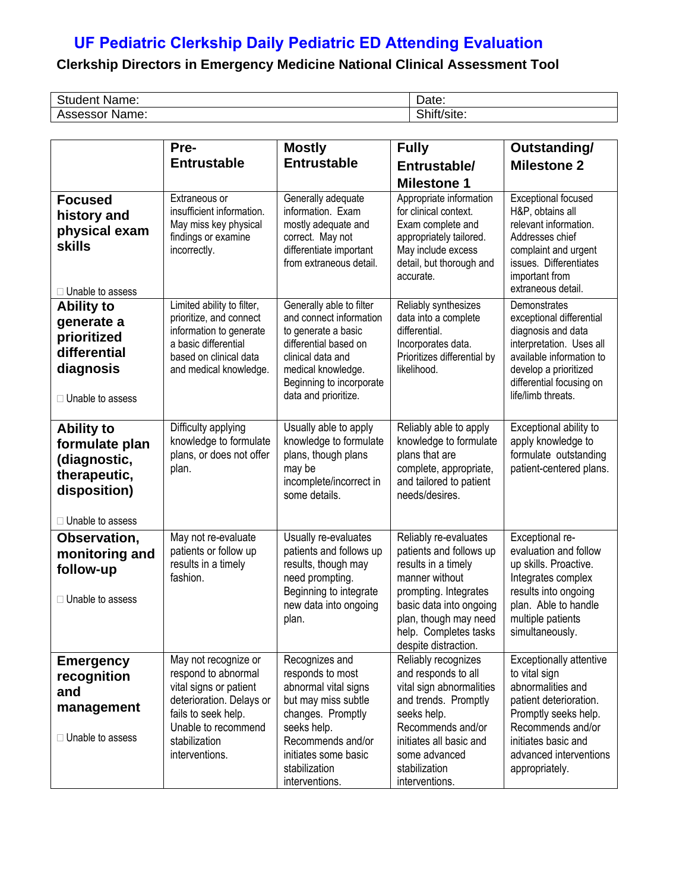# UF Pediatric Clerkship Daily Pediatric ED Attending Evaluation

## Clerkship Directors in Emergency Medicine National Clinical Assessment Tool

| Student Name: | Date: |
|---|---|
| Assessor Name: | Shift/site: |

| | Pre-Entrustable | Mostly Entrustable | Fully Entrustable/ Milestone 1 | Outstanding/ Milestone 2 |
|---|---|---|---|---|
| **Focused history and physical exam skills** <br> ☐ Unable to assess | Extraneous or insufficient information. May miss key physical findings or examine incorrectly. | Generally adequate information. Exam mostly adequate and correct. May not differentiate important from extraneous detail. | Appropriate information for clinical context. Exam complete and appropriately tailored. May include excess detail, but thorough and accurate. | Exceptional focused H&P, obtains all relevant information. Addresses chief complaint and urgent issues. Differentiates important from extraneous detail. |
| **Ability to generate a prioritized differential diagnosis** <br> ☐ Unable to assess | Limited ability to filter, prioritize, and connect information to generate a basic differential based on clinical data and medical knowledge. | Generally able to filter and connect information to generate a basic differential based on clinical data and medical knowledge. Beginning to incorporate data and prioritize. | Reliably synthesizes data into a complete differential. Incorporates data. Prioritizes differential by likelihood. | Demonstrates exceptional differential diagnosis and data interpretation. Uses all available information to develop a prioritized differential focusing on life/limb threats. |
| **Ability to formulate plan (diagnostic, therapeutic, disposition)** <br> ☐ Unable to assess | Difficulty applying knowledge to formulate plans, or does not offer plan. | Usually able to apply knowledge to formulate plans, though plans may be incomplete/incorrect in some details. | Reliably able to apply knowledge to formulate plans that are complete, appropriate, and tailored to patient needs/desires. | Exceptional ability to apply knowledge to formulate outstanding patient-centered plans. |
| **Observation, monitoring and follow-up** <br> ☐ Unable to assess | May not re-evaluate patients or follow up results in a timely fashion. | Usually re-evaluates patients and follows up results, though may need prompting. Beginning to integrate new data into ongoing plan. | Reliably re-evaluates patients and follows up results in a timely manner without prompting. Integrates basic data into ongoing plan, though may need help. Completes tasks despite distraction. | Exceptional re-evaluation and follow up skills. Proactive. Integrates complex results into ongoing plan. Able to handle multiple patients simultaneously. |
| **Emergency recognition and management** <br> ☐ Unable to assess | May not recognize or respond to abnormal vital signs or patient deterioration. Delays or fails to seek help. Unable to recommend stabilization interventions. | Recognizes and responds to most abnormal vital signs but may miss subtle changes. Promptly seeks help. Recommends and/or initiates some basic stabilization interventions. | Reliably recognizes and responds to all vital sign abnormalities and trends. Promptly seeks help. Recommends and/or initiates all basic and some advanced stabilization interventions. | Exceptionally attentive to vital sign abnormalities and patient deterioration. Promptly seeks help. Recommends and/or initiates basic and advanced interventions appropriately. |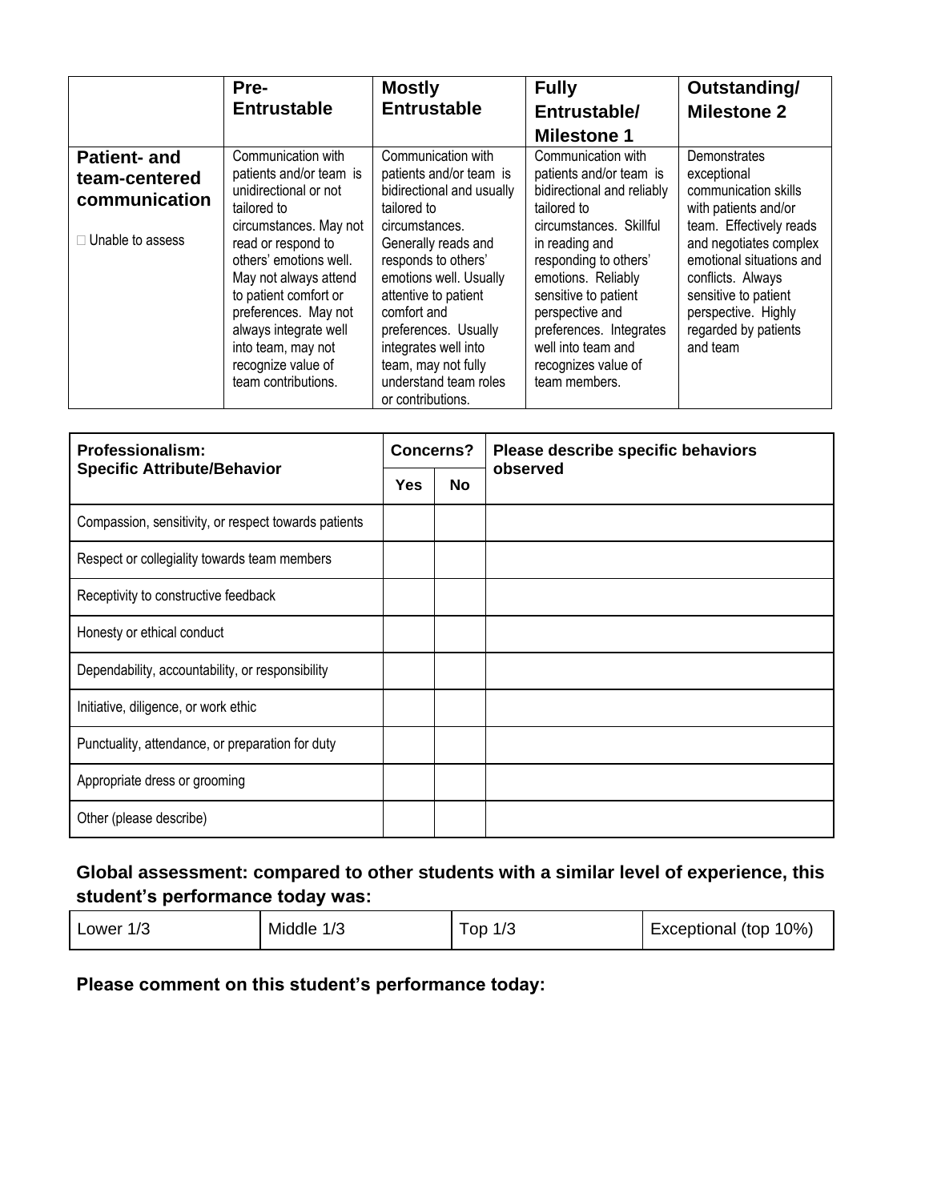| | Pre-Entrustable | Mostly Entrustable | Fully Entrustable/ Milestone 1 | Outstanding/ Milestone 2 |
|---|---|---|---|---|
| **Patient- and team-centered communication**<br><br>☐ Unable to assess | Communication with patients and/or team is unidirectional or not tailored to circumstances. May not read or respond to others' emotions well. May not always attend to patient comfort or preferences. May not always integrate well into team, may not recognize value of team contributions. | Communication with patients and/or team is bidirectional and usually tailored to circumstances. Generally reads and responds to others' emotions well. Usually attentive to patient comfort and preferences. Usually integrates well into team, may not fully understand team roles or contributions. | Communication with patients and/or team is bidirectional and reliably tailored to circumstances. Skillful in reading and responding to others' emotions. Reliably sensitive to patient perspective and preferences. Integrates well into team and recognizes value of team members. | Demonstrates exceptional communication skills with patients and/or team. Effectively reads and negotiates complex emotional situations and conflicts. Always sensitive to patient perspective. Highly regarded by patients and team |

| Professionalism: Specific Attribute/Behavior | Concerns? | | Please describe specific behaviors observed |
|---|---|---|---|
| | Yes | No | |
| Compassion, sensitivity, or respect towards patients | | | |
| Respect or collegiality towards team members | | | |
| Receptivity to constructive feedback | | | |
| Honesty or ethical conduct | | | |
| Dependability, accountability, or responsibility | | | |
| Initiative, diligence, or work ethic | | | |
| Punctuality, attendance, or preparation for duty | | | |
| Appropriate dress or grooming | | | |
| Other (please describe) | | | |

**Global assessment: compared to other students with a similar level of experience, this student's performance today was:**

| | | | |
|---|---|---|---|
| Lower 1/3 | Middle 1/3 | Top 1/3 | Exceptional (top 10%) |

**Please comment on this student's performance today:**